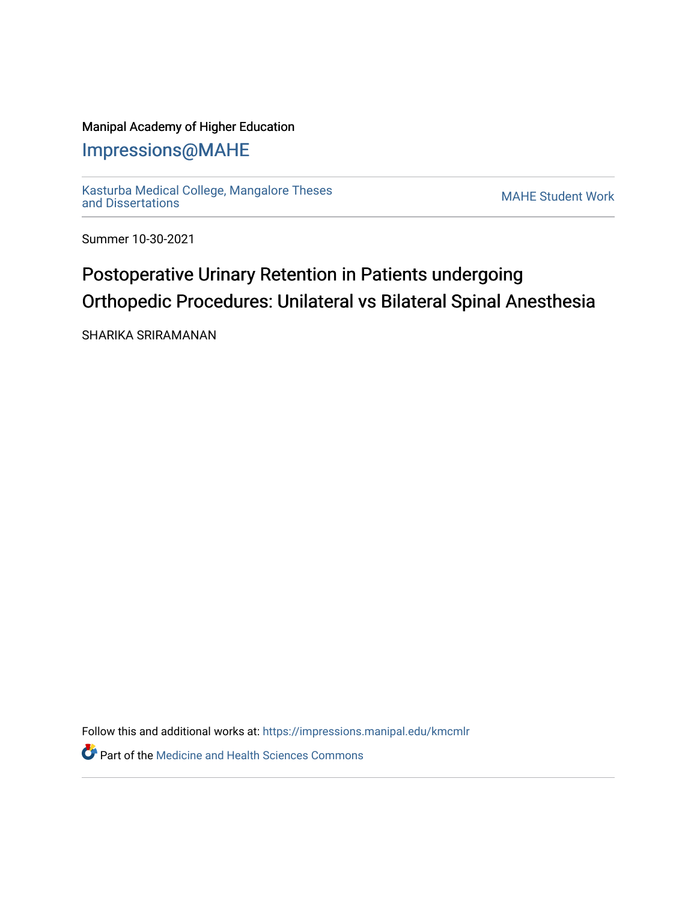Manipal Academy of Higher Education

Impressions@MAHE

Kasturba Medical College, Mangalore Theses and Dissertations

MAHE Student Work

Summer 10-30-2021

# Postoperative Urinary Retention in Patients undergoing Orthopedic Procedures: Unilateral vs Bilateral Spinal Anesthesia

SHARIKA SRIRAMANAN

Follow this and additional works at: https://impressions.manipal.edu/kmcmlr

Part of the Medicine and Health Sciences Commons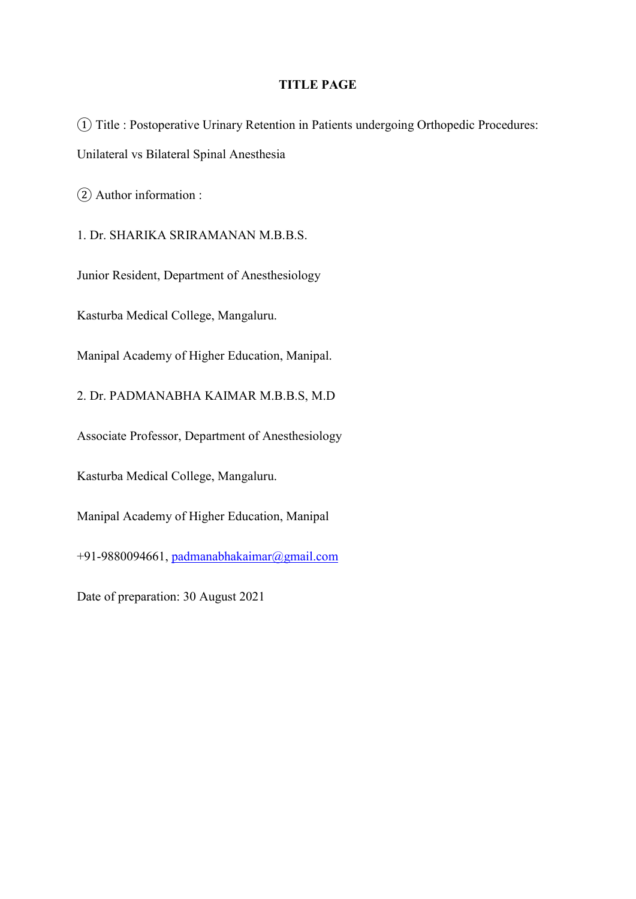# TITLE PAGE

① Title : Postoperative Urinary Retention in Patients undergoing Orthopedic Procedures: Unilateral vs Bilateral Spinal Anesthesia

② Author information :

1. Dr. SHARIKA SRIRAMANAN M.B.B.S.

Junior Resident, Department of Anesthesiology

Kasturba Medical College, Mangaluru.

Manipal Academy of Higher Education, Manipal.

2. Dr. PADMANABHA KAIMAR M.B.B.S, M.D

Associate Professor, Department of Anesthesiology

Kasturba Medical College, Mangaluru.

Manipal Academy of Higher Education, Manipal

+91-9880094661, padmanabhakaimar@gmail.com

Date of preparation: 30 August 2021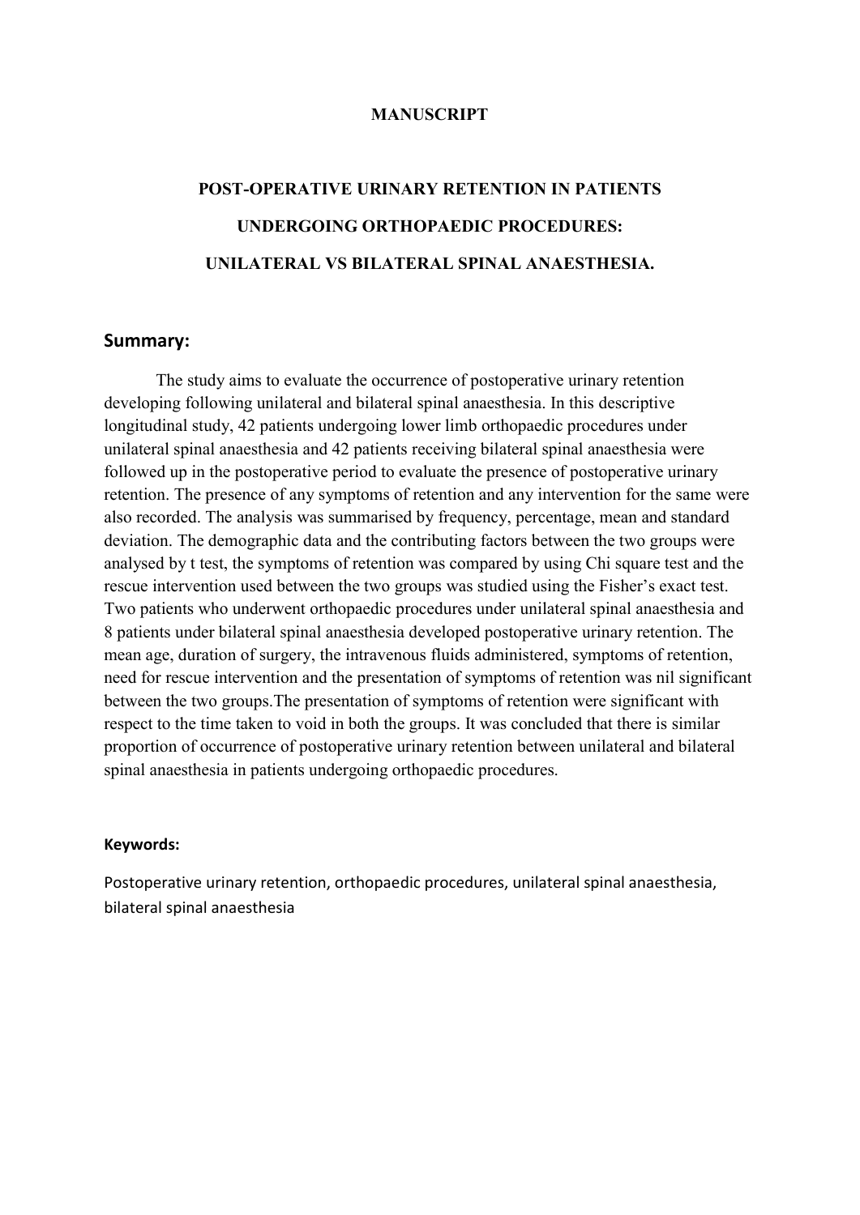**MANUSCRIPT**

# POST-OPERATIVE URINARY RETENTION IN PATIENTS UNDERGOING ORTHOPAEDIC PROCEDURES: UNILATERAL VS BILATERAL SPINAL ANAESTHESIA.

## Summary:

The study aims to evaluate the occurrence of postoperative urinary retention developing following unilateral and bilateral spinal anaesthesia. In this descriptive longitudinal study, 42 patients undergoing lower limb orthopaedic procedures under unilateral spinal anaesthesia and 42 patients receiving bilateral spinal anaesthesia were followed up in the postoperative period to evaluate the presence of postoperative urinary retention. The presence of any symptoms of retention and any intervention for the same were also recorded. The analysis was summarised by frequency, percentage, mean and standard deviation. The demographic data and the contributing factors between the two groups were analysed by t test, the symptoms of retention was compared by using Chi square test and the rescue intervention used between the two groups was studied using the Fisher's exact test. Two patients who underwent orthopaedic procedures under unilateral spinal anaesthesia and 8 patients under bilateral spinal anaesthesia developed postoperative urinary retention. The mean age, duration of surgery, the intravenous fluids administered, symptoms of retention, need for rescue intervention and the presentation of symptoms of retention was nil significant between the two groups.The presentation of symptoms of retention were significant with respect to the time taken to void in both the groups. It was concluded that there is similar proportion of occurrence of postoperative urinary retention between unilateral and bilateral spinal anaesthesia in patients undergoing orthopaedic procedures.

**Keywords:**

Postoperative urinary retention, orthopaedic procedures, unilateral spinal anaesthesia, bilateral spinal anaesthesia